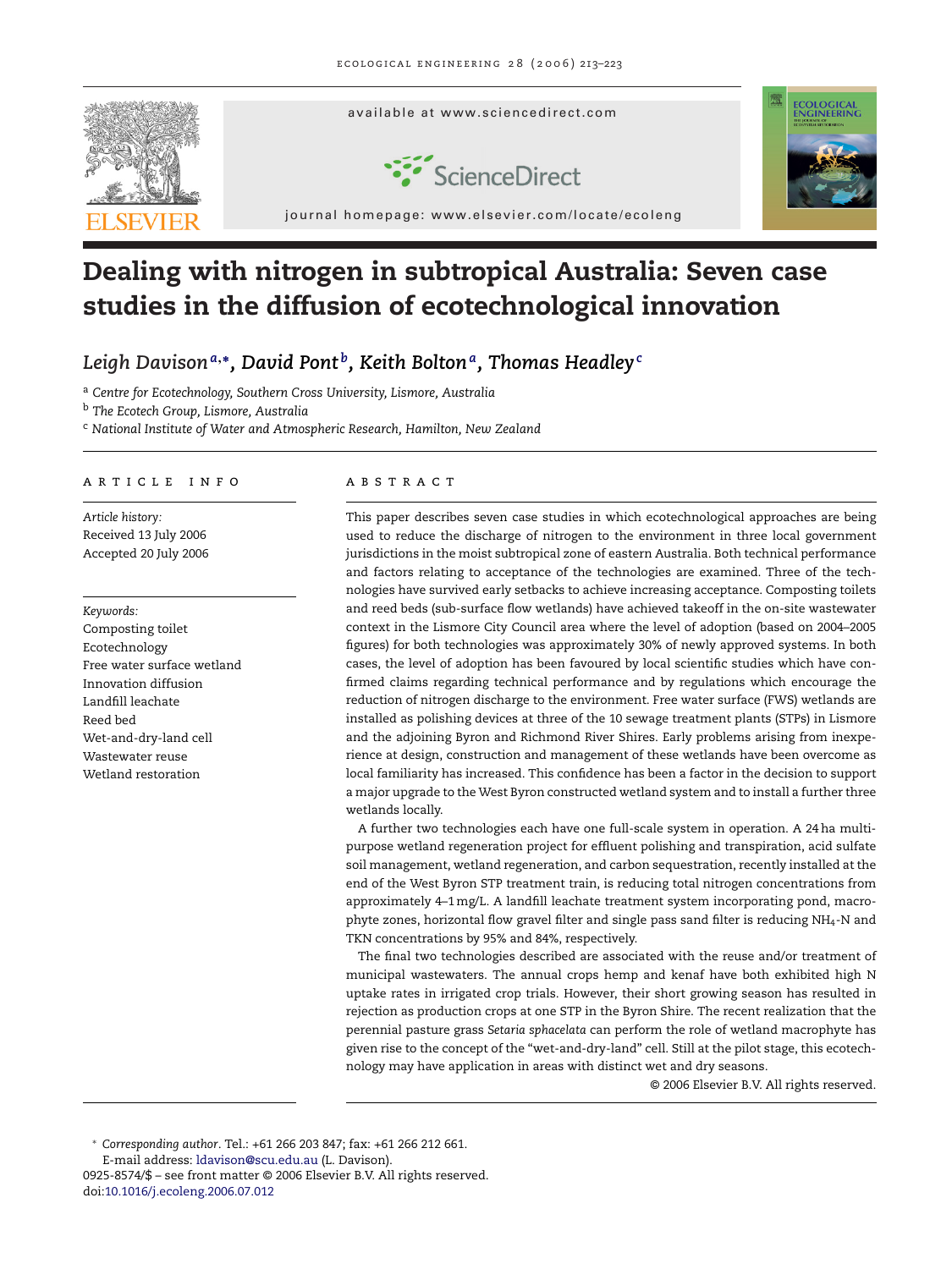# Dealing with nitrogen in subtropical Australia: Seven case studies in the diffusion of ecotechnological innovation

*Leigh Davison*[a,*], *David Pont*[b], *Keith Bolton*[a], *Thomas Headley*[c]

[a] *Centre for Ecotechnology, Southern Cross University, Lismore, Australia*
[b] *The Ecotech Group, Lismore, Australia*
[c] *National Institute of Water and Atmospheric Research, Hamilton, New Zealand*

## ARTICLE INFO

*Article history:*
Received 13 July 2006
Accepted 20 July 2006

*Keywords:*
Composting toilet
Ecotechnology
Free water surface wetland
Innovation diffusion
Landfill leachate
Reed bed
Wet-and-dry-land cell
Wastewater reuse
Wetland restoration

## ABSTRACT

This paper describes seven case studies in which ecotechnological approaches are being used to reduce the discharge of nitrogen to the environment in three local government jurisdictions in the moist subtropical zone of eastern Australia. Both technical performance and factors relating to acceptance of the technologies are examined. Three of the technologies have survived early setbacks to achieve increasing acceptance. Composting toilets and reed beds (sub-surface flow wetlands) have achieved takeoff in the on-site wastewater context in the Lismore City Council area where the level of adoption (based on 2004–2005 figures) for both technologies was approximately 30% of newly approved systems. In both cases, the level of adoption has been favoured by local scientific studies which have confirmed claims regarding technical performance and by regulations which encourage the reduction of nitrogen discharge to the environment. Free water surface (FWS) wetlands are installed as polishing devices at three of the 10 sewage treatment plants (STPs) in Lismore and the adjoining Byron and Richmond River Shires. Early problems arising from inexperience at design, construction and management of these wetlands have been overcome as local familiarity has increased. This confidence has been a factor in the decision to support a major upgrade to the West Byron constructed wetland system and to install a further three wetlands locally.

A further two technologies each have one full-scale system in operation. A 24 ha multipurpose wetland regeneration project for effluent polishing and transpiration, acid sulfate soil management, wetland regeneration, and carbon sequestration, recently installed at the end of the West Byron STP treatment train, is reducing total nitrogen concentrations from approximately 4–1 mg/L. A landfill leachate treatment system incorporating pond, macrophyte zones, horizontal flow gravel filter and single pass sand filter is reducing $NH_4$-N and TKN concentrations by 95% and 84%, respectively.

The final two technologies described are associated with the reuse and/or treatment of municipal wastewaters. The annual crops hemp and kenaf have both exhibited high N uptake rates in irrigated crop trials. However, their short growing season has resulted in rejection as production crops at one STP in the Byron Shire. The recent realization that the perennial pasture grass *Setaria sphacelata* can perform the role of wetland macrophyte has given rise to the concept of the "wet-and-dry-land" cell. Still at the pilot stage, this ecotechnology may have application in areas with distinct wet and dry seasons.

© 2006 Elsevier B.V. All rights reserved.

* *Corresponding author*. Tel.: +61 266 203 847; fax: +61 266 212 661.
E-mail address: ldavison@scu.edu.au (L. Davison).
0925-8574/$ – see front matter © 2006 Elsevier B.V. All rights reserved.
doi:10.1016/j.ecoleng.2006.07.012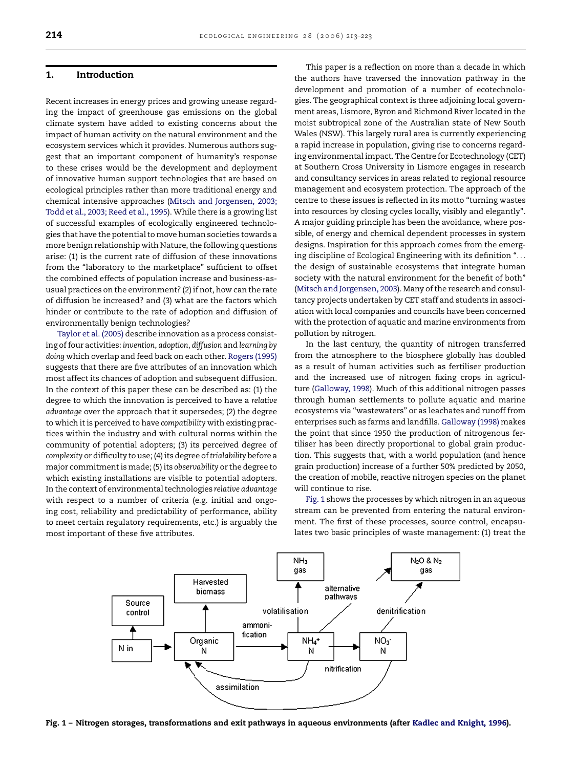## 1. Introduction

Recent increases in energy prices and growing unease regarding the impact of greenhouse gas emissions on the global climate system have added to existing concerns about the impact of human activity on the natural environment and the ecosystem services which it provides. Numerous authors suggest that an important component of humanity's response to these crises would be the development and deployment of innovative human support technologies that are based on ecological principles rather than more traditional energy and chemical intensive approaches (Mitsch and Jorgensen, 2003; Todd et al., 2003; Reed et al., 1995). While there is a growing list of successful examples of ecologically engineered technologies that have the potential to move human societies towards a more benign relationship with Nature, the following questions arise: (1) is the current rate of diffusion of these innovations from the "laboratory to the marketplace" sufficient to offset the combined effects of population increase and business-as-usual practices on the environment? (2) if not, how can the rate of diffusion be increased? and (3) what are the factors which hinder or contribute to the rate of adoption and diffusion of environmentally benign technologies?

Taylor et al. (2005) describe innovation as a process consisting of four activities: *invention*, *adoption*, *diffusion* and *learning by doing* which overlap and feed back on each other. Rogers (1995) suggests that there are five attributes of an innovation which most affect its chances of adoption and subsequent diffusion. In the context of this paper these can be described as: (1) the degree to which the innovation is perceived to have a *relative advantage* over the approach that it supersedes; (2) the degree to which it is perceived to have *compatibility* with existing practices within the industry and with cultural norms within the community of potential adopters; (3) its perceived degree of *complexity* or difficulty to use; (4) its degree of *trialability* before a major commitment is made; (5) its *observability* or the degree to which existing installations are visible to potential adopters. In the context of environmental technologies *relative advantage* with respect to a number of criteria (e.g. initial and ongoing cost, reliability and predictability of performance, ability to meet certain regulatory requirements, etc.) is arguably the most important of these five attributes.

This paper is a reflection on more than a decade in which the authors have traversed the innovation pathway in the development and promotion of a number of ecotechnologies. The geographical context is three adjoining local government areas, Lismore, Byron and Richmond River located in the moist subtropical zone of the Australian state of New South Wales (NSW). This largely rural area is currently experiencing a rapid increase in population, giving rise to concerns regarding environmental impact. The Centre for Ecotechnology (CET) at Southern Cross University in Lismore engages in research and consultancy services in areas related to regional resource management and ecosystem protection. The approach of the centre to these issues is reflected in its motto "turning wastes into resources by closing cycles locally, visibly and elegantly". A major guiding principle has been the avoidance, where possible, of energy and chemical dependent processes in system designs. Inspiration for this approach comes from the emerging discipline of Ecological Engineering with its definition "... the design of sustainable ecosystems that integrate human society with the natural environment for the benefit of both" (Mitsch and Jorgensen, 2003). Many of the research and consultancy projects undertaken by CET staff and students in association with local companies and councils have been concerned with the protection of aquatic and marine environments from pollution by nitrogen.

In the last century, the quantity of nitrogen transferred from the atmosphere to the biosphere globally has doubled as a result of human activities such as fertiliser production and the increased use of nitrogen fixing crops in agriculture (Galloway, 1998). Much of this additional nitrogen passes through human settlements to pollute aquatic and marine ecosystems via "wastewaters" or as leachates and runoff from enterprises such as farms and landfills. Galloway (1998) makes the point that since 1950 the production of nitrogenous fertiliser has been directly proportional to global grain production. This suggests that, with a world population (and hence grain production) increase of a further 50% predicted by 2050, the creation of mobile, reactive nitrogen species on the planet will continue to rise.

Fig. 1 shows the processes by which nitrogen in an aqueous stream can be prevented from entering the natural environment. The first of these processes, source control, encapsulates two basic principles of waste management: (1) treat the

N in
Source control
Organic N
Harvested biomass
ammonification
$NH_4^+$ N
$NH_3$ gas
volatilisation
alternative pathways
$NO_3^-$ N
$N_2O$ & $N_2$ gas
denitrification
nitrification
assimilation

**Fig. 1 – Nitrogen storages, transformations and exit pathways in aqueous environments (after Kadlec and Knight, 1996).**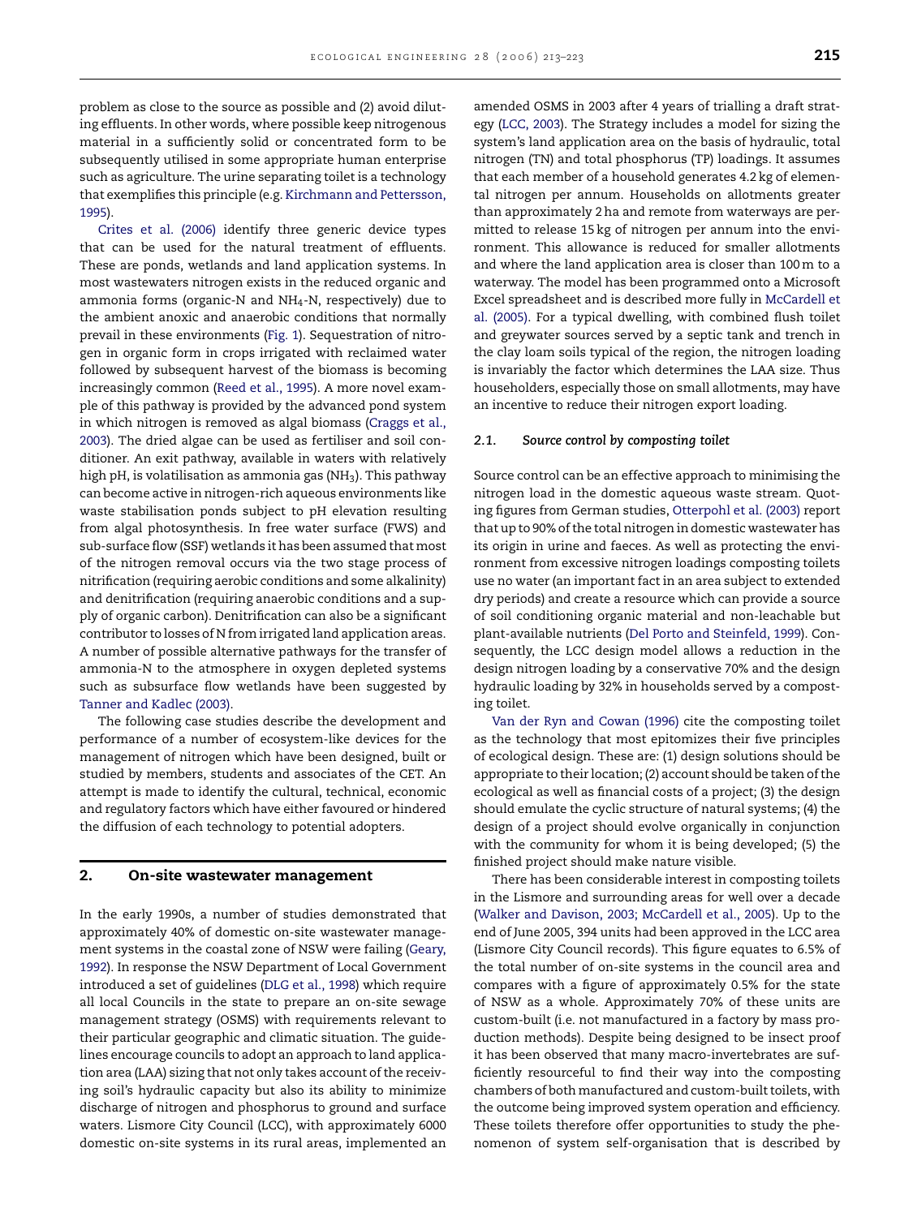problem as close to the source as possible and (2) avoid diluting effluents. In other words, where possible keep nitrogenous material in a sufficiently solid or concentrated form to be subsequently utilised in some appropriate human enterprise such as agriculture. The urine separating toilet is a technology that exemplifies this principle (e.g. Kirchmann and Pettersson, 1995).

Crites et al. (2006) identify three generic device types that can be used for the natural treatment of effluents. These are ponds, wetlands and land application systems. In most wastewaters nitrogen exists in the reduced organic and ammonia forms (organic-N and $NH_4$-N, respectively) due to the ambient anoxic and anaerobic conditions that normally prevail in these environments (Fig. 1). Sequestration of nitrogen in organic form in crops irrigated with reclaimed water followed by subsequent harvest of the biomass is becoming increasingly common (Reed et al., 1995). A more novel example of this pathway is provided by the advanced pond system in which nitrogen is removed as algal biomass (Craggs et al., 2003). The dried algae can be used as fertiliser and soil conditioner. An exit pathway, available in waters with relatively high pH, is volatilisation as ammonia gas ($NH_3$). This pathway can become active in nitrogen-rich aqueous environments like waste stabilisation ponds subject to pH elevation resulting from algal photosynthesis. In free water surface (FWS) and sub-surface flow (SSF) wetlands it has been assumed that most of the nitrogen removal occurs via the two stage process of nitrification (requiring aerobic conditions and some alkalinity) and denitrification (requiring anaerobic conditions and a supply of organic carbon). Denitrification can also be a significant contributor to losses of N from irrigated land application areas. A number of possible alternative pathways for the transfer of ammonia-N to the atmosphere in oxygen depleted systems such as subsurface flow wetlands have been suggested by Tanner and Kadlec (2003).

The following case studies describe the development and performance of a number of ecosystem-like devices for the management of nitrogen which have been designed, built or studied by members, students and associates of the CET. An attempt is made to identify the cultural, technical, economic and regulatory factors which have either favoured or hindered the diffusion of each technology to potential adopters.

## 2. On-site wastewater management

In the early 1990s, a number of studies demonstrated that approximately 40% of domestic on-site wastewater management systems in the coastal zone of NSW were failing (Geary, 1992). In response the NSW Department of Local Government introduced a set of guidelines (DLG et al., 1998) which require all local Councils in the state to prepare an on-site sewage management strategy (OSMS) with requirements relevant to their particular geographic and climatic situation. The guidelines encourage councils to adopt an approach to land application area (LAA) sizing that not only takes account of the receiving soil's hydraulic capacity but also its ability to minimize discharge of nitrogen and phosphorus to ground and surface waters. Lismore City Council (LCC), with approximately 6000 domestic on-site systems in its rural areas, implemented an amended OSMS in 2003 after 4 years of trialling a draft strategy (LCC, 2003). The Strategy includes a model for sizing the system's land application area on the basis of hydraulic, total nitrogen (TN) and total phosphorus (TP) loadings. It assumes that each member of a household generates 4.2 kg of elemental nitrogen per annum. Households on allotments greater than approximately 2 ha and remote from waterways are permitted to release 15 kg of nitrogen per annum into the environment. This allowance is reduced for smaller allotments and where the land application area is closer than 100 m to a waterway. The model has been programmed onto a Microsoft Excel spreadsheet and is described more fully in McCardell et al. (2005). For a typical dwelling, with combined flush toilet and greywater sources served by a septic tank and trench in the clay loam soils typical of the region, the nitrogen loading is invariably the factor which determines the LAA size. Thus householders, especially those on small allotments, may have an incentive to reduce their nitrogen export loading.

### 2.1. *Source control by composting toilet*

Source control can be an effective approach to minimising the nitrogen load in the domestic aqueous waste stream. Quoting figures from German studies, Otterpohl et al. (2003) report that up to 90% of the total nitrogen in domestic wastewater has its origin in urine and faeces. As well as protecting the environment from excessive nitrogen loadings composting toilets use no water (an important fact in an area subject to extended dry periods) and create a resource which can provide a source of soil conditioning organic material and non-leachable but plant-available nutrients (Del Porto and Steinfeld, 1999). Consequently, the LCC design model allows a reduction in the design nitrogen loading by a conservative 70% and the design hydraulic loading by 32% in households served by a composting toilet.

Van der Ryn and Cowan (1996) cite the composting toilet as the technology that most epitomizes their five principles of ecological design. These are: (1) design solutions should be appropriate to their location; (2) account should be taken of the ecological as well as financial costs of a project; (3) the design should emulate the cyclic structure of natural systems; (4) the design of a project should evolve organically in conjunction with the community for whom it is being developed; (5) the finished project should make nature visible.

There has been considerable interest in composting toilets in the Lismore and surrounding areas for well over a decade (Walker and Davison, 2003; McCardell et al., 2005). Up to the end of June 2005, 394 units had been approved in the LCC area (Lismore City Council records). This figure equates to 6.5% of the total number of on-site systems in the council area and compares with a figure of approximately 0.5% for the state of NSW as a whole. Approximately 70% of these units are custom-built (i.e. not manufactured in a factory by mass production methods). Despite being designed to be insect proof it has been observed that many macro-invertebrates are sufficiently resourceful to find their way into the composting chambers of both manufactured and custom-built toilets, with the outcome being improved system operation and efficiency. These toilets therefore offer opportunities to study the phenomenon of system self-organisation that is described by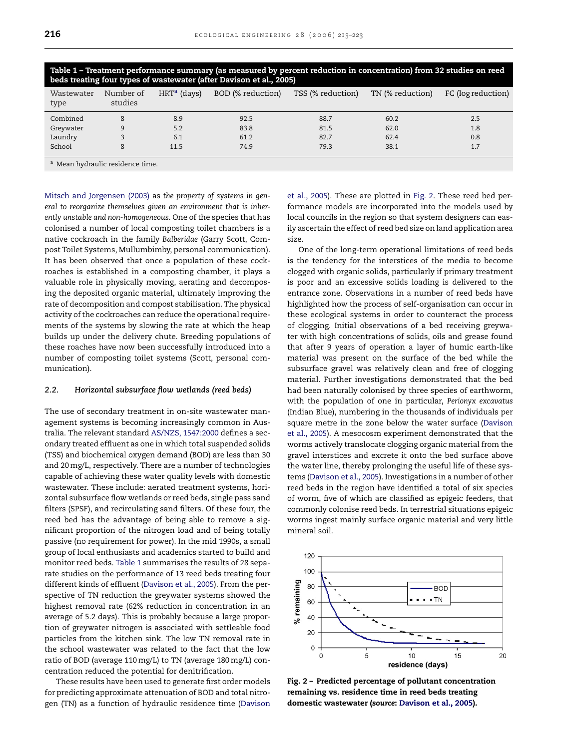**Table 1 – Treatment performance summary (as measured by percent reduction in concentration) from 32 studies on reed beds treating four types of wastewater (after Davison et al., 2005)**

| Wastewater type | Number of studies | HRT[a] (days) | BOD (% reduction) | TSS (% reduction) | TN (% reduction) | FC (log reduction) |
|---|---|---|---|---|---|---|
| Combined | 8 | 8.9 | 92.5 | 88.7 | 60.2 | 2.5 |
| Greywater | 9 | 5.2 | 83.8 | 81.5 | 62.0 | 1.8 |
| Laundry | 3 | 6.1 | 61.2 | 82.7 | 62.4 | 0.8 |
| School | 8 | 11.5 | 74.9 | 79.3 | 38.1 | 1.7 |

[a] Mean hydraulic residence time.

Mitsch and Jorgensen (2003) as *the property of systems in general to reorganize themselves given an environment that is inherently unstable and non-homogeneous*. One of the species that has colonised a number of local composting toilet chambers is a native cockroach in the family *Balberidae* (Garry Scott, Compost Toilet Systems, Mullumbimby, personal communication). It has been observed that once a population of these cockroaches is established in a composting chamber, it plays a valuable role in physically moving, aerating and decomposing the deposited organic material, ultimately improving the rate of decomposition and compost stabilisation. The physical activity of the cockroaches can reduce the operational requirements of the systems by slowing the rate at which the heap builds up under the delivery chute. Breeding populations of these roaches have now been successfully introduced into a number of composting toilet systems (Scott, personal communication).

### 2.2. Horizontal subsurface flow wetlands (reed beds)

The use of secondary treatment in on-site wastewater management systems is becoming increasingly common in Australia. The relevant standard AS/NZS, 1547:2000 defines a secondary treated effluent as one in which total suspended solids (TSS) and biochemical oxygen demand (BOD) are less than 30 and 20 mg/L, respectively. There are a number of technologies capable of achieving these water quality levels with domestic wastewater. These include: aerated treatment systems, horizontal subsurface flow wetlands or reed beds, single pass sand filters (SPSF), and recirculating sand filters. Of these four, the reed bed has the advantage of being able to remove a significant proportion of the nitrogen load and of being totally passive (no requirement for power). In the mid 1990s, a small group of local enthusiasts and academics started to build and monitor reed beds. Table 1 summarises the results of 28 separate studies on the performance of 13 reed beds treating four different kinds of effluent (Davison et al., 2005). From the perspective of TN reduction the greywater systems showed the highest removal rate (62% reduction in concentration in an average of 5.2 days). This is probably because a large proportion of greywater nitrogen is associated with settleable food particles from the kitchen sink. The low TN removal rate in the school wastewater was related to the fact that the low ratio of BOD (average 110 mg/L) to TN (average 180 mg/L) concentration reduced the potential for denitrification.

These results have been used to generate first order models for predicting approximate attenuation of BOD and total nitrogen (TN) as a function of hydraulic residence time (Davison et al., 2005). These are plotted in Fig. 2. These reed bed performance models are incorporated into the models used by local councils in the region so that system designers can easily ascertain the effect of reed bed size on land application area size.

One of the long-term operational limitations of reed beds is the tendency for the interstices of the media to become clogged with organic solids, particularly if primary treatment is poor and an excessive solids loading is delivered to the entrance zone. Observations in a number of reed beds have highlighted how the process of self-organisation can occur in these ecological systems in order to counteract the process of clogging. Initial observations of a bed receiving greywater with high concentrations of solids, oils and grease found that after 9 years of operation a layer of humic earth-like material was present on the surface of the bed while the subsurface gravel was relatively clean and free of clogging material. Further investigations demonstrated that the bed had been naturally colonised by three species of earthworm, with the population of one in particular, *Perionyx excavatus* (Indian Blue), numbering in the thousands of individuals per square metre in the zone below the water surface (Davison et al., 2005). A mesocosm experiment demonstrated that the worms actively translocate clogging organic material from the gravel interstices and excrete it onto the bed surface above the water line, thereby prolonging the useful life of these systems (Davison et al., 2005). Investigations in a number of other reed beds in the region have identified a total of six species of worm, five of which are classified as epigeic feeders, that commonly colonise reed beds. In terrestrial situations epigeic worms ingest mainly surface organic material and very little mineral soil.

**Fig. 2 – Predicted percentage of pollutant concentration remaining vs. residence time in reed beds treating domestic wastewater (*source:* Davison et al., 2005).**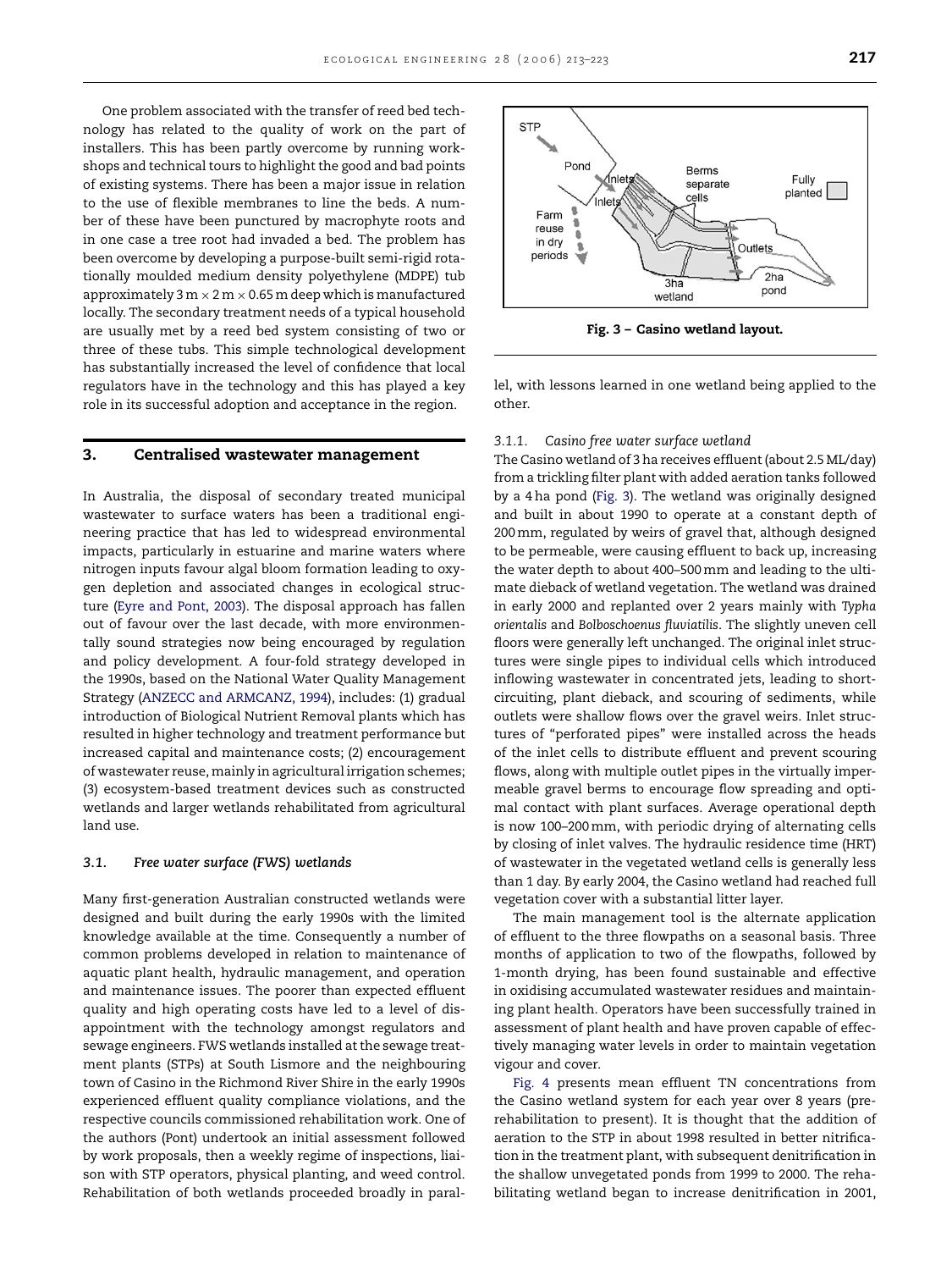One problem associated with the transfer of reed bed technology has related to the quality of work on the part of installers. This has been partly overcome by running workshops and technical tours to highlight the good and bad points of existing systems. There has been a major issue in relation to the use of flexible membranes to line the beds. A number of these have been punctured by macrophyte roots and in one case a tree root had invaded a bed. The problem has been overcome by developing a purpose-built semi-rigid rotationally moulded medium density polyethylene (MDPE) tub approximately 3 m × 2 m × 0.65 m deep which is manufactured locally. The secondary treatment needs of a typical household are usually met by a reed bed system consisting of two or three of these tubs. This simple technological development has substantially increased the level of confidence that local regulators have in the technology and this has played a key role in its successful adoption and acceptance in the region.

## 3. Centralised wastewater management

In Australia, the disposal of secondary treated municipal wastewater to surface waters has been a traditional engineering practice that has led to widespread environmental impacts, particularly in estuarine and marine waters where nitrogen inputs favour algal bloom formation leading to oxygen depletion and associated changes in ecological structure (Eyre and Pont, 2003). The disposal approach has fallen out of favour over the last decade, with more environmentally sound strategies now being encouraged by regulation and policy development. A four-fold strategy developed in the 1990s, based on the National Water Quality Management Strategy (ANZECC and ARMCANZ, 1994), includes: (1) gradual introduction of Biological Nutrient Removal plants which has resulted in higher technology and treatment performance but increased capital and maintenance costs; (2) encouragement of wastewater reuse, mainly in agricultural irrigation schemes; (3) ecosystem-based treatment devices such as constructed wetlands and larger wetlands rehabilitated from agricultural land use.

### 3.1. Free water surface (FWS) wetlands

Many first-generation Australian constructed wetlands were designed and built during the early 1990s with the limited knowledge available at the time. Consequently a number of common problems developed in relation to maintenance of aquatic plant health, hydraulic management, and operation and maintenance issues. The poorer than expected effluent quality and high operating costs have led to a level of disappointment with the technology amongst regulators and sewage engineers. FWS wetlands installed at the sewage treatment plants (STPs) at South Lismore and the neighbouring town of Casino in the Richmond River Shire in the early 1990s experienced effluent quality compliance violations, and the respective councils commissioned rehabilitation work. One of the authors (Pont) undertook an initial assessment followed by work proposals, then a weekly regime of inspections, liaison with STP operators, physical planting, and weed control. Rehabilitation of both wetlands proceeded broadly in parallel, with lessons learned in one wetland being applied to the other.

**Fig. 3 – Casino wetland layout.**

#### 3.1.1. Casino free water surface wetland

The Casino wetland of 3 ha receives effluent (about 2.5 ML/day) from a trickling filter plant with added aeration tanks followed by a 4 ha pond (Fig. 3). The wetland was originally designed and built in about 1990 to operate at a constant depth of 200 mm, regulated by weirs of gravel that, although designed to be permeable, were causing effluent to back up, increasing the water depth to about 400–500 mm and leading to the ultimate dieback of wetland vegetation. The wetland was drained in early 2000 and replanted over 2 years mainly with *Typha orientalis* and *Bolboschoenus fluviatilis*. The slightly uneven cell floors were generally left unchanged. The original inlet structures were single pipes to individual cells which introduced inflowing wastewater in concentrated jets, leading to short-circuiting, plant dieback, and scouring of sediments, while outlets were shallow flows over the gravel weirs. Inlet structures of "perforated pipes" were installed across the heads of the inlet cells to distribute effluent and prevent scouring flows, along with multiple outlet pipes in the virtually impermeable gravel berms to encourage flow spreading and optimal contact with plant surfaces. Average operational depth is now 100–200 mm, with periodic drying of alternating cells by closing of inlet valves. The hydraulic residence time (HRT) of wastewater in the vegetated wetland cells is generally less than 1 day. By early 2004, the Casino wetland had reached full vegetation cover with a substantial litter layer.

The main management tool is the alternate application of effluent to the three flowpaths on a seasonal basis. Three months of application to two of the flowpaths, followed by 1-month drying, has been found sustainable and effective in oxidising accumulated wastewater residues and maintaining plant health. Operators have been successfully trained in assessment of plant health and have proven capable of effectively managing water levels in order to maintain vegetation vigour and cover.

Fig. 4 presents mean effluent TN concentrations from the Casino wetland system for each year over 8 years (pre-rehabilitation to present). It is thought that the addition of aeration to the STP in about 1998 resulted in better nitrification in the treatment plant, with subsequent denitrification in the shallow unvegetated ponds from 1999 to 2000. The rehabilitating wetland began to increase denitrification in 2001,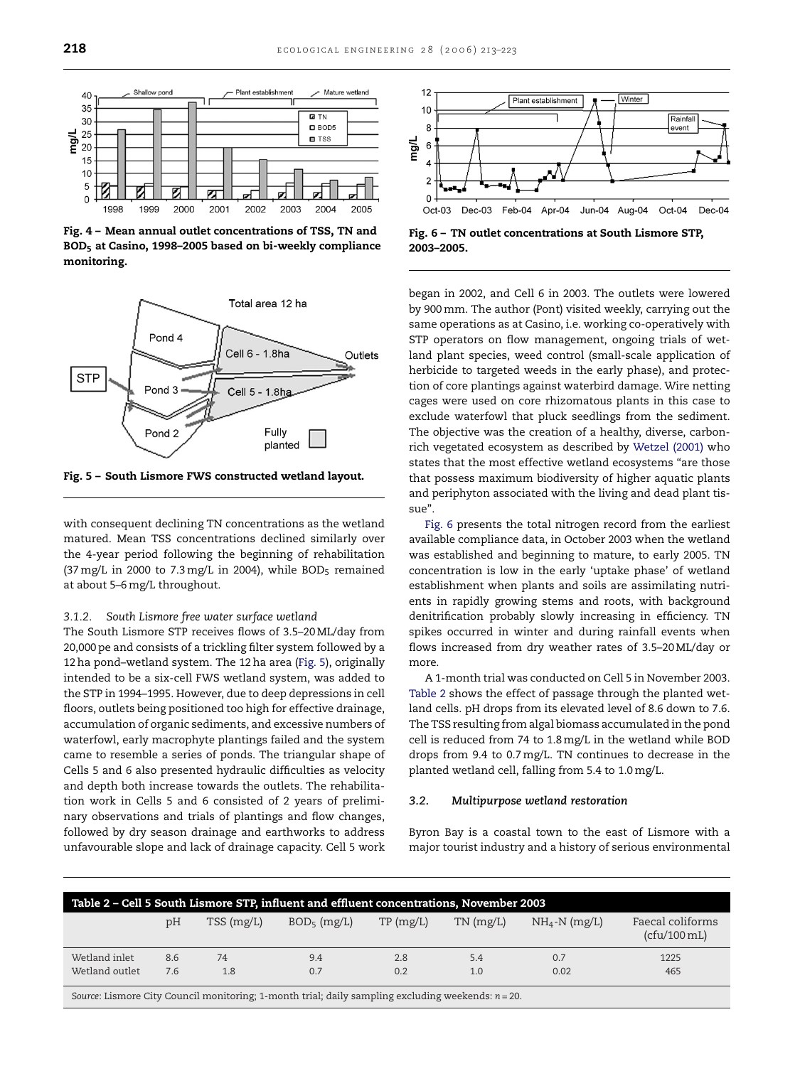Fig. 4 – Mean annual outlet concentrations of TSS, TN and $BOD_5$ at Casino, 1998–2005 based on bi-weekly compliance monitoring.

Fig. 5 – South Lismore FWS constructed wetland layout.

with consequent declining TN concentrations as the wetland matured. Mean TSS concentrations declined similarly over the 4-year period following the beginning of rehabilitation (37 mg/L in 2000 to 7.3 mg/L in 2004), while $BOD_5$ remained at about 5–6 mg/L throughout.

### 3.1.2. South Lismore free water surface wetland

The South Lismore STP receives flows of 3.5–20 ML/day from 20,000 pe and consists of a trickling filter system followed by a 12 ha pond–wetland system. The 12 ha area (Fig. 5), originally intended to be a six-cell FWS wetland system, was added to the STP in 1994–1995. However, due to deep depressions in cell floors, outlets being positioned too high for effective drainage, accumulation of organic sediments, and excessive numbers of waterfowl, early macrophyte plantings failed and the system came to resemble a series of ponds. The triangular shape of Cells 5 and 6 also presented hydraulic difficulties as velocity and depth both increase towards the outlets. The rehabilitation work in Cells 5 and 6 consisted of 2 years of preliminary observations and trials of plantings and flow changes, followed by dry season drainage and earthworks to address unfavourable slope and lack of drainage capacity. Cell 5 work began in 2002, and Cell 6 in 2003. The outlets were lowered by 900 mm. The author (Pont) visited weekly, carrying out the same operations as at Casino, i.e. working co-operatively with STP operators on flow management, ongoing trials of wetland plant species, weed control (small-scale application of herbicide to targeted weeds in the early phase), and protection of core plantings against waterbird damage. Wire netting cages were used on core rhizomatous plants in this case to exclude waterfowl that pluck seedlings from the sediment. The objective was the creation of a healthy, diverse, carbon-rich vegetated ecosystem as described by Wetzel (2001) who states that the most effective wetland ecosystems "are those that possess maximum biodiversity of higher aquatic plants and periphyton associated with the living and dead plant tissue".

Fig. 6 – TN outlet concentrations at South Lismore STP, 2003–2005.

Fig. 6 presents the total nitrogen record from the earliest available compliance data, in October 2003 when the wetland was established and beginning to mature, to early 2005. TN concentration is low in the early 'uptake phase' of wetland establishment when plants and soils are assimilating nutrients in rapidly growing stems and roots, with background denitrification probably slowly increasing in efficiency. TN spikes occurred in winter and during rainfall events when flows increased from dry weather rates of 3.5–20 ML/day or more.

A 1-month trial was conducted on Cell 5 in November 2003. Table 2 shows the effect of passage through the planted wetland cells. pH drops from its elevated level of 8.6 down to 7.6. The TSS resulting from algal biomass accumulated in the pond cell is reduced from 74 to 1.8 mg/L in the wetland while BOD drops from 9.4 to 0.7 mg/L. TN continues to decrease in the planted wetland cell, falling from 5.4 to 1.0 mg/L.

## 3.2. Multipurpose wetland restoration

Byron Bay is a coastal town to the east of Lismore with a major tourist industry and a history of serious environmental

**Table 2 – Cell 5 South Lismore STP, influent and effluent concentrations, November 2003**

| | pH | TSS (mg/L) | $BOD_5$ (mg/L) | TP (mg/L) | TN (mg/L) | $NH_4$-N (mg/L) | Faecal coliforms (cfu/100 mL) |
|---|---|---|---|---|---|---|---|
| Wetland inlet | 8.6 | 74 | 9.4 | 2.8 | 5.4 | 0.7 | 1225 |
| Wetland outlet | 7.6 | 1.8 | 0.7 | 0.2 | 1.0 | 0.02 | 465 |

*Source*: Lismore City Council monitoring; 1-month trial; daily sampling excluding weekends: $n = 20$.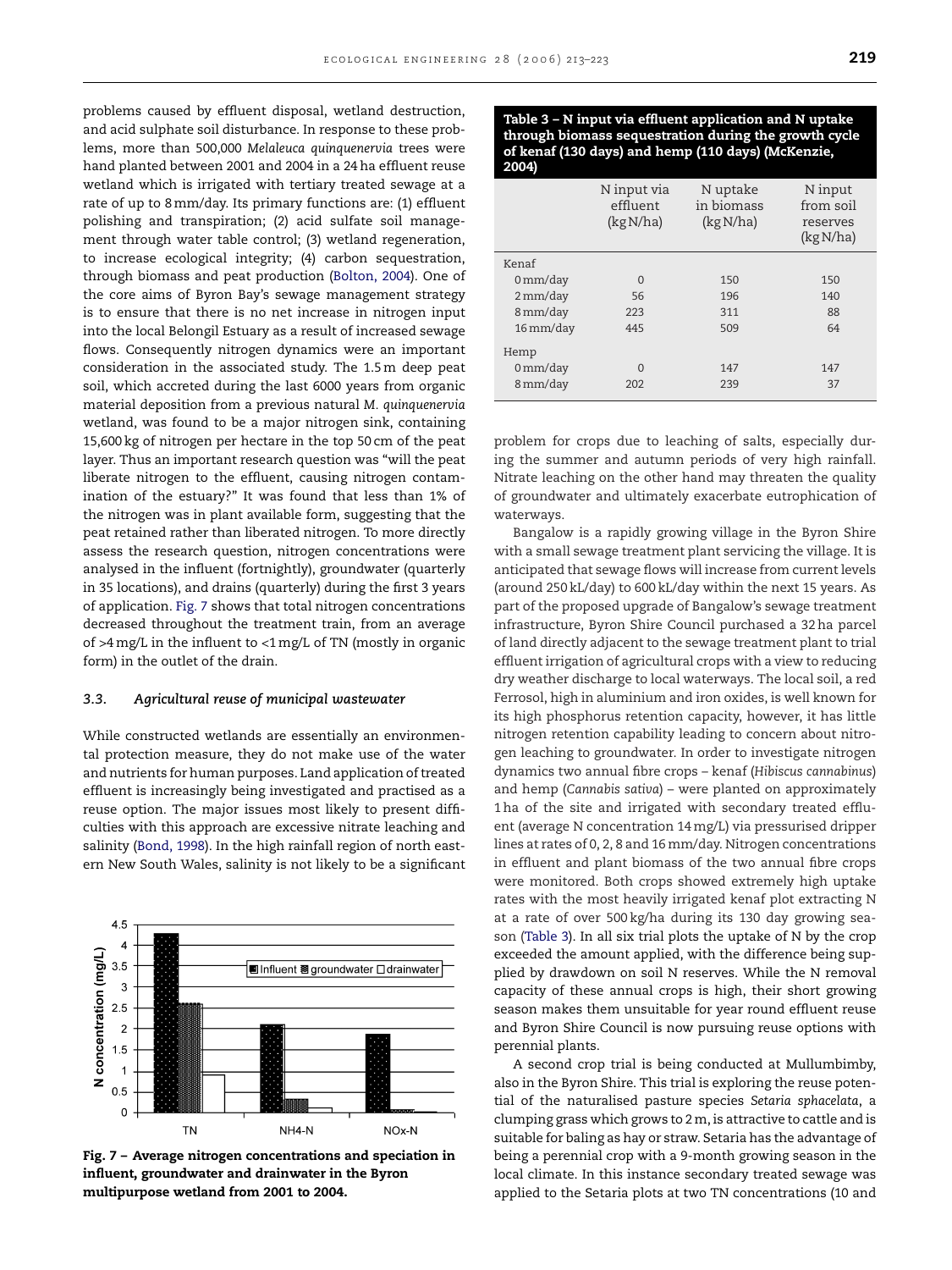problems caused by effluent disposal, wetland destruction, and acid sulphate soil disturbance. In response to these problems, more than 500,000 *Melaleuca quinquenervia* trees were hand planted between 2001 and 2004 in a 24 ha effluent reuse wetland which is irrigated with tertiary treated sewage at a rate of up to 8 mm/day. Its primary functions are: (1) effluent polishing and transpiration; (2) acid sulfate soil management through water table control; (3) wetland regeneration, to increase ecological integrity; (4) carbon sequestration, through biomass and peat production (Bolton, 2004). One of the core aims of Byron Bay's sewage management strategy is to ensure that there is no net increase in nitrogen input into the local Belongil Estuary as a result of increased sewage flows. Consequently nitrogen dynamics were an important consideration in the associated study. The 1.5 m deep peat soil, which accreted during the last 6000 years from organic material deposition from a previous natural *M. quinquenervia* wetland, was found to be a major nitrogen sink, containing 15,600 kg of nitrogen per hectare in the top 50 cm of the peat layer. Thus an important research question was "will the peat liberate nitrogen to the effluent, causing nitrogen contamination of the estuary?" It was found that less than 1% of the nitrogen was in plant available form, suggesting that the peat retained rather than liberated nitrogen. To more directly assess the research question, nitrogen concentrations were analysed in the influent (fortnightly), groundwater (quarterly in 35 locations), and drains (quarterly) during the first 3 years of application. Fig. 7 shows that total nitrogen concentrations decreased throughout the treatment train, from an average of >4 mg/L in the influent to <1 mg/L of TN (mostly in organic form) in the outlet of the drain.

### 3.3. Agricultural reuse of municipal wastewater

While constructed wetlands are essentially an environmental protection measure, they do not make use of the water and nutrients for human purposes. Land application of treated effluent is increasingly being investigated and practised as a reuse option. The major issues most likely to present difficulties with this approach are excessive nitrate leaching and salinity (Bond, 1998). In the high rainfall region of north eastern New South Wales, salinity is not likely to be a significant problem for crops due to leaching of salts, especially during the summer and autumn periods of very high rainfall. Nitrate leaching on the other hand may threaten the quality of groundwater and ultimately exacerbate eutrophication of waterways.

Fig. 7 – Average nitrogen concentrations and speciation in influent, groundwater and drainwater in the Byron multipurpose wetland from 2001 to 2004.

**Table 3 – N input via effluent application and N uptake through biomass sequestration during the growth cycle of kenaf (130 days) and hemp (110 days) (McKenzie, 2004)**

| | N input via effluent (kg N/ha) | N uptake in biomass (kg N/ha) | N input from soil reserves (kg N/ha) |
|---|---|---|---|
| Kenaf | | | |
| 0 mm/day | 0 | 150 | 150 |
| 2 mm/day | 56 | 196 | 140 |
| 8 mm/day | 223 | 311 | 88 |
| 16 mm/day | 445 | 509 | 64 |
| Hemp | | | |
| 0 mm/day | 0 | 147 | 147 |
| 8 mm/day | 202 | 239 | 37 |

Bangalow is a rapidly growing village in the Byron Shire with a small sewage treatment plant servicing the village. It is anticipated that sewage flows will increase from current levels (around 250 kL/day) to 600 kL/day within the next 15 years. As part of the proposed upgrade of Bangalow's sewage treatment infrastructure, Byron Shire Council purchased a 32 ha parcel of land directly adjacent to the sewage treatment plant to trial effluent irrigation of agricultural crops with a view to reducing dry weather discharge to local waterways. The local soil, a red Ferrosol, high in aluminium and iron oxides, is well known for its high phosphorus retention capacity, however, it has little nitrogen retention capability leading to concern about nitrogen leaching to groundwater. In order to investigate nitrogen dynamics two annual fibre crops – kenaf (*Hibiscus cannabinus*) and hemp (*Cannabis sativa*) – were planted on approximately 1 ha of the site and irrigated with secondary treated effluent (average N concentration 14 mg/L) via pressurised dripper lines at rates of 0, 2, 8 and 16 mm/day. Nitrogen concentrations in effluent and plant biomass of the two annual fibre crops were monitored. Both crops showed extremely high uptake rates with the most heavily irrigated kenaf plot extracting N at a rate of over 500 kg/ha during its 130 day growing season (Table 3). In all six trial plots the uptake of N by the crop exceeded the amount applied, with the difference being supplied by drawdown on soil N reserves. While the N removal capacity of these annual crops is high, their short growing season makes them unsuitable for year round effluent reuse and Byron Shire Council is now pursuing reuse options with perennial plants.

A second crop trial is being conducted at Mullumbimby, also in the Byron Shire. This trial is exploring the reuse potential of the naturalised pasture species *Setaria sphacelata*, a clumping grass which grows to 2 m, is attractive to cattle and is suitable for baling as hay or straw. Setaria has the advantage of being a perennial crop with a 9-month growing season in the local climate. In this instance secondary treated sewage was applied to the Setaria plots at two TN concentrations (10 and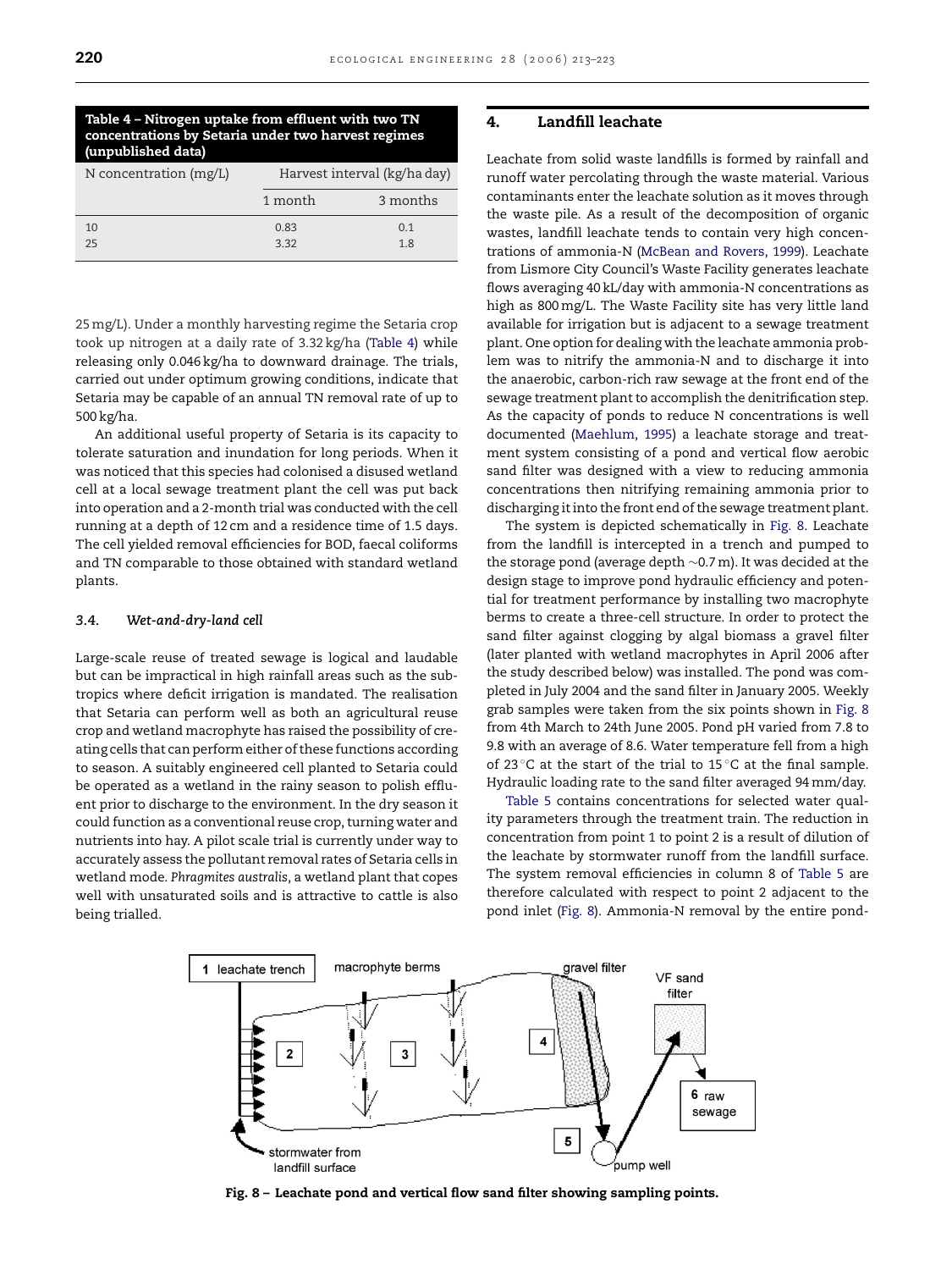**Table 4 – Nitrogen uptake from effluent with two TN concentrations by Setaria under two harvest regimes (unpublished data)**

| N concentration (mg/L) | Harvest interval (kg/ha day) | |
|---|---|---|
| | 1 month | 3 months |
| 10 | 0.83 | 0.1 |
| 25 | 3.32 | 1.8 |

25 mg/L). Under a monthly harvesting regime the Setaria crop took up nitrogen at a daily rate of 3.32 kg/ha (Table 4) while releasing only 0.046 kg/ha to downward drainage. The trials, carried out under optimum growing conditions, indicate that Setaria may be capable of an annual TN removal rate of up to 500 kg/ha.

An additional useful property of Setaria is its capacity to tolerate saturation and inundation for long periods. When it was noticed that this species had colonised a disused wetland cell at a local sewage treatment plant the cell was put back into operation and a 2-month trial was conducted with the cell running at a depth of 12 cm and a residence time of 1.5 days. The cell yielded removal efficiencies for BOD, faecal coliforms and TN comparable to those obtained with standard wetland plants.

### 3.4. *Wet-and-dry-land cell*

Large-scale reuse of treated sewage is logical and laudable but can be impractical in high rainfall areas such as the subtropics where deficit irrigation is mandated. The realisation that Setaria can perform well as both an agricultural reuse crop and wetland macrophyte has raised the possibility of creating cells that can perform either of these functions according to season. A suitably engineered cell planted to Setaria could be operated as a wetland in the rainy season to polish effluent prior to discharge to the environment. In the dry season it could function as a conventional reuse crop, turning water and nutrients into hay. A pilot scale trial is currently under way to accurately assess the pollutant removal rates of Setaria cells in wetland mode. *Phragmites australis*, a wetland plant that copes well with unsaturated soils and is attractive to cattle is also being trialled.

## 4. Landfill leachate

Leachate from solid waste landfills is formed by rainfall and runoff water percolating through the waste material. Various contaminants enter the leachate solution as it moves through the waste pile. As a result of the decomposition of organic wastes, landfill leachate tends to contain very high concentrations of ammonia-N (McBean and Rovers, 1999). Leachate from Lismore City Council's Waste Facility generates leachate flows averaging 40 kL/day with ammonia-N concentrations as high as 800 mg/L. The Waste Facility site has very little land available for irrigation but is adjacent to a sewage treatment plant. One option for dealing with the leachate ammonia problem was to nitrify the ammonia-N and to discharge it into the anaerobic, carbon-rich raw sewage at the front end of the sewage treatment plant to accomplish the denitrification step. As the capacity of ponds to reduce N concentrations is well documented (Maehlum, 1995) a leachate storage and treatment system consisting of a pond and vertical flow aerobic sand filter was designed with a view to reducing ammonia concentrations then nitrifying remaining ammonia prior to discharging it into the front end of the sewage treatment plant.

The system is depicted schematically in Fig. 8. Leachate from the landfill is intercepted in a trench and pumped to the storage pond (average depth ~0.7 m). It was decided at the design stage to improve pond hydraulic efficiency and potential for treatment performance by installing two macrophyte berms to create a three-cell structure. In order to protect the sand filter against clogging by algal biomass a gravel filter (later planted with wetland macrophytes in April 2006 after the study described below) was installed. The pond was completed in July 2004 and the sand filter in January 2005. Weekly grab samples were taken from the six points shown in Fig. 8 from 4th March to 24th June 2005. Pond pH varied from 7.8 to 9.8 with an average of 8.6. Water temperature fell from a high of 23 °C at the start of the trial to 15 °C at the final sample. Hydraulic loading rate to the sand filter averaged 94 mm/day.

Table 5 contains concentrations for selected water quality parameters through the treatment train. The reduction in concentration from point 1 to point 2 is a result of dilution of the leachate by stormwater runoff from the landfill surface. The system removal efficiencies in column 8 of Table 5 are therefore calculated with respect to point 2 adjacent to the pond inlet (Fig. 8). Ammonia-N removal by the entire pond-

**Fig. 8 – Leachate pond and vertical flow sand filter showing sampling points.**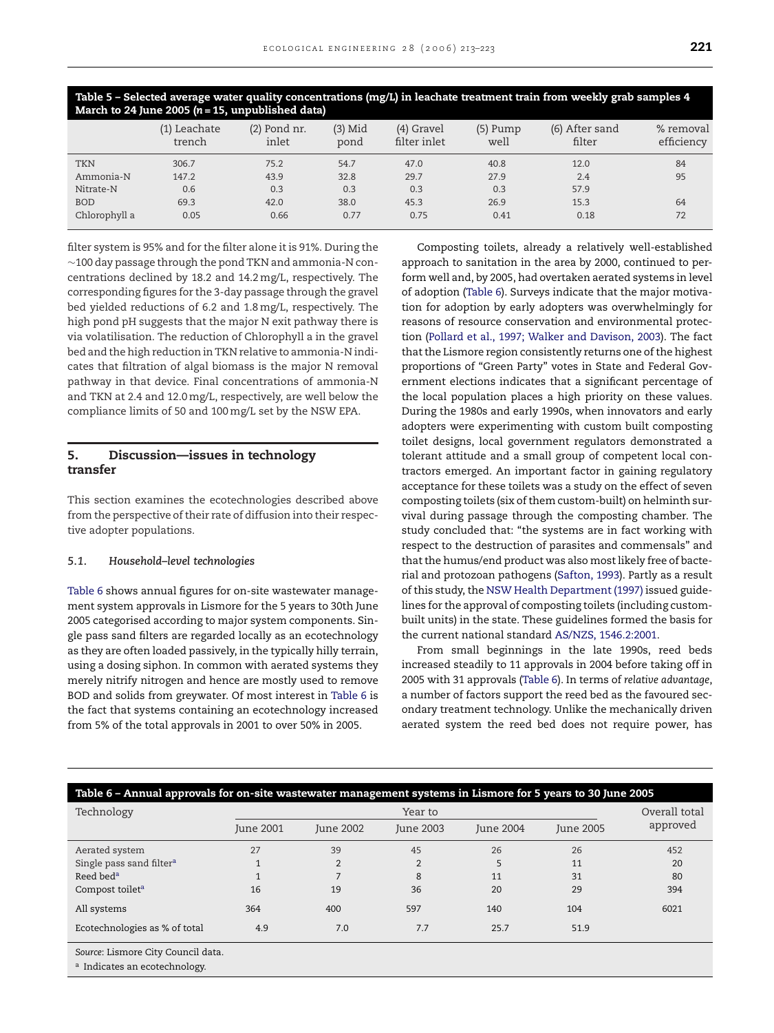**Table 5 – Selected average water quality concentrations (mg/L) in leachate treatment train from weekly grab samples 4 March to 24 June 2005 ($n = 15$, unpublished data)**

| | (1) Leachate trench | (2) Pond nr. inlet | (3) Mid pond | (4) Gravel filter inlet | (5) Pump well | (6) After sand filter | % removal efficiency |
|---|---|---|---|---|---|---|---|
| TKN | 306.7 | 75.2 | 54.7 | 47.0 | 40.8 | 12.0 | 84 |
| Ammonia-N | 147.2 | 43.9 | 32.8 | 29.7 | 27.9 | 2.4 | 95 |
| Nitrate-N | 0.6 | 0.3 | 0.3 | 0.3 | 0.3 | 57.9 | |
| BOD | 69.3 | 42.0 | 38.0 | 45.3 | 26.9 | 15.3 | 64 |
| Chlorophyll a | 0.05 | 0.66 | 0.77 | 0.75 | 0.41 | 0.18 | 72 |

filter system is 95% and for the filter alone it is 91%. During the ~100 day passage through the pond TKN and ammonia-N concentrations declined by 18.2 and 14.2 mg/L, respectively. The corresponding figures for the 3-day passage through the gravel bed yielded reductions of 6.2 and 1.8 mg/L, respectively. The high pond pH suggests that the major N exit pathway there is via volatilisation. The reduction of Chlorophyll a in the gravel bed and the high reduction in TKN relative to ammonia-N indicates that filtration of algal biomass is the major N removal pathway in that device. Final concentrations of ammonia-N and TKN at 2.4 and 12.0 mg/L, respectively, are well below the compliance limits of 50 and 100 mg/L set by the NSW EPA.

## 5. Discussion—issues in technology transfer

This section examines the ecotechnologies described above from the perspective of their rate of diffusion into their respective adopter populations.

### 5.1. Household-level technologies

Table 6 shows annual figures for on-site wastewater management system approvals in Lismore for the 5 years to 30th June 2005 categorised according to major system components. Single pass sand filters are regarded locally as an ecotechnology as they are often loaded passively, in the typically hilly terrain, using a dosing siphon. In common with aerated systems they merely nitrify nitrogen and hence are mostly used to remove BOD and solids from greywater. Of most interest in Table 6 is the fact that systems containing an ecotechnology increased from 5% of the total approvals in 2001 to over 50% in 2005.

Composting toilets, already a relatively well-established approach to sanitation in the area by 2000, continued to perform well and, by 2005, had overtaken aerated systems in level of adoption (Table 6). Surveys indicate that the major motivation for adoption by early adopters was overwhelmingly for reasons of resource conservation and environmental protection (Pollard et al., 1997; Walker and Davison, 2003). The fact that the Lismore region consistently returns one of the highest proportions of “Green Party” votes in State and Federal Government elections indicates that a significant percentage of the local population places a high priority on these values. During the 1980s and early 1990s, when innovators and early adopters were experimenting with custom built composting toilet designs, local government regulators demonstrated a tolerant attitude and a small group of competent local contractors emerged. An important factor in gaining regulatory acceptance for these toilets was a study on the effect of seven composting toilets (six of them custom-built) on helminth survival during passage through the composting chamber. The study concluded that: “the systems are in fact working with respect to the destruction of parasites and commensals” and that the humus/end product was also most likely free of bacterial and protozoan pathogens (Safton, 1993). Partly as a result of this study, the NSW Health Department (1997) issued guidelines for the approval of composting toilets (including custom-built units) in the state. These guidelines formed the basis for the current national standard AS/NZS, 1546.2:2001.

From small beginnings in the late 1990s, reed beds increased steadily to 11 approvals in 2004 before taking off in 2005 with 31 approvals (Table 6). In terms of *relative advantage*, a number of factors support the reed bed as the favoured secondary treatment technology. Unlike the mechanically driven aerated system the reed bed does not require power, has

**Table 6 – Annual approvals for on-site wastewater management systems in Lismore for 5 years to 30 June 2005**

| Technology | Year to | | | | | Overall total approved |
|---|---|---|---|---|---|---|
| | June 2001 | June 2002 | June 2003 | June 2004 | June 2005 | |
| Aerated system | 27 | 39 | 45 | 26 | 26 | 452 |
| Single pass sand filter[a] | 1 | 2 | 2 | 5 | 11 | 20 |
| Reed bed[a] | 1 | 7 | 8 | 11 | 31 | 80 |
| Compost toilet[a] | 16 | 19 | 36 | 20 | 29 | 394 |
| All systems | 364 | 400 | 597 | 140 | 104 | 6021 |
| Ecotechnologies as % of total | 4.9 | 7.0 | 7.7 | 25.7 | 51.9 | |

*Source*: Lismore City Council data.

[a] Indicates an ecotechnology.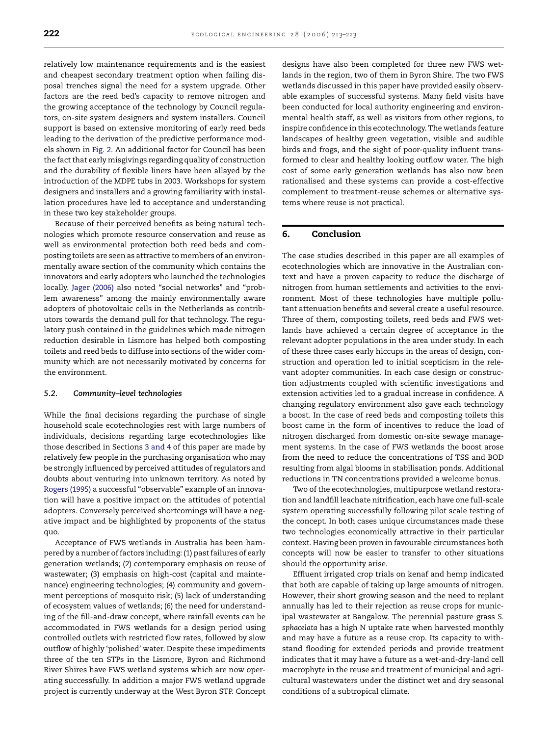relatively low maintenance requirements and is the easiest and cheapest secondary treatment option when failing disposal trenches signal the need for a system upgrade. Other factors are the reed bed's capacity to remove nitrogen and the growing acceptance of the technology by Council regulators, on-site system designers and system installers. Council support is based on extensive monitoring of early reed beds leading to the derivation of the predictive performance models shown in Fig. 2. An additional factor for Council has been the fact that early misgivings regarding quality of construction and the durability of flexible liners have been allayed by the introduction of the MDPE tubs in 2003. Workshops for system designers and installers and a growing familiarity with installation procedures have led to acceptance and understanding in these two key stakeholder groups.

Because of their perceived benefits as being natural technologies which promote resource conservation and reuse as well as environmental protection both reed beds and composting toilets are seen as attractive to members of an environmentally aware section of the community which contains the innovators and early adopters who launched the technologies locally. Jager (2006) also noted "social networks" and "problem awareness" among the mainly environmentally aware adopters of photovoltaic cells in the Netherlands as contributors towards the demand pull for that technology. The regulatory push contained in the guidelines which made nitrogen reduction desirable in Lismore has helped both composting toilets and reed beds to diffuse into sections of the wider community which are not necessarily motivated by concerns for the environment.

### 5.2. Community-level technologies

While the final decisions regarding the purchase of single household scale ecotechnologies rest with large numbers of individuals, decisions regarding large ecotechnologies like those described in Sections 3 and 4 of this paper are made by relatively few people in the purchasing organisation who may be strongly influenced by perceived attitudes of regulators and doubts about venturing into unknown territory. As noted by Rogers (1995) a successful "observable" example of an innovation will have a positive impact on the attitudes of potential adopters. Conversely perceived shortcomings will have a negative impact and be highlighted by proponents of the status quo.

Acceptance of FWS wetlands in Australia has been hampered by a number of factors including: (1) past failures of early generation wetlands; (2) contemporary emphasis on reuse of wastewater; (3) emphasis on high-cost (capital and maintenance) engineering technologies; (4) community and government perceptions of mosquito risk; (5) lack of understanding of ecosystem values of wetlands; (6) the need for understanding of the fill-and-draw concept, where rainfall events can be accommodated in FWS wetlands for a design period using controlled outlets with restricted flow rates, followed by slow outflow of highly 'polished' water. Despite these impediments three of the ten STPs in the Lismore, Byron and Richmond River Shires have FWS wetland systems which are now operating successfully. In addition a major FWS wetland upgrade project is currently underway at the West Byron STP. Concept designs have also been completed for three new FWS wetlands in the region, two of them in Byron Shire. The two FWS wetlands discussed in this paper have provided easily observable examples of successful systems. Many field visits have been conducted for local authority engineering and environmental health staff, as well as visitors from other regions, to inspire confidence in this ecotechnology. The wetlands feature landscapes of healthy green vegetation, visible and audible birds and frogs, and the sight of poor-quality influent transformed to clear and healthy looking outflow water. The high cost of some early generation wetlands has also now been rationalised and these systems can provide a cost-effective complement to treatment-reuse schemes or alternative systems where reuse is not practical.

## 6. Conclusion

The case studies described in this paper are all examples of ecotechnologies which are innovative in the Australian context and have a proven capacity to reduce the discharge of nitrogen from human settlements and activities to the environment. Most of these technologies have multiple pollutant attenuation benefits and several create a useful resource. Three of them, composting toilets, reed beds and FWS wetlands have achieved a certain degree of acceptance in the relevant adopter populations in the area under study. In each of these three cases early hiccups in the areas of design, construction and operation led to initial scepticism in the relevant adopter communities. In each case design or construction adjustments coupled with scientific investigations and extension activities led to a gradual increase in confidence. A changing regulatory environment also gave each technology a boost. In the case of reed beds and composting toilets this boost came in the form of incentives to reduce the load of nitrogen discharged from domestic on-site sewage management systems. In the case of FWS wetlands the boost arose from the need to reduce the concentrations of TSS and BOD resulting from algal blooms in stabilisation ponds. Additional reductions in TN concentrations provided a welcome bonus.

Two of the ecotechnologies, multipurpose wetland restoration and landfill leachate nitrification, each have one full-scale system operating successfully following pilot scale testing of the concept. In both cases unique circumstances made these two technologies economically attractive in their particular context. Having been proven in favourable circumstances both concepts will now be easier to transfer to other situations should the opportunity arise.

Effluent irrigated crop trials on kenaf and hemp indicated that both are capable of taking up large amounts of nitrogen. However, their short growing season and the need to replant annually has led to their rejection as reuse crops for municipal wastewater at Bangalow. The perennial pasture grass *S. sphacelata* has a high N uptake rate when harvested monthly and may have a future as a reuse crop. Its capacity to withstand flooding for extended periods and provide treatment indicates that it may have a future as a wet-and-dry-land cell macrophyte in the reuse and treatment of municipal and agricultural wastewaters under the distinct wet and dry seasonal conditions of a subtropical climate.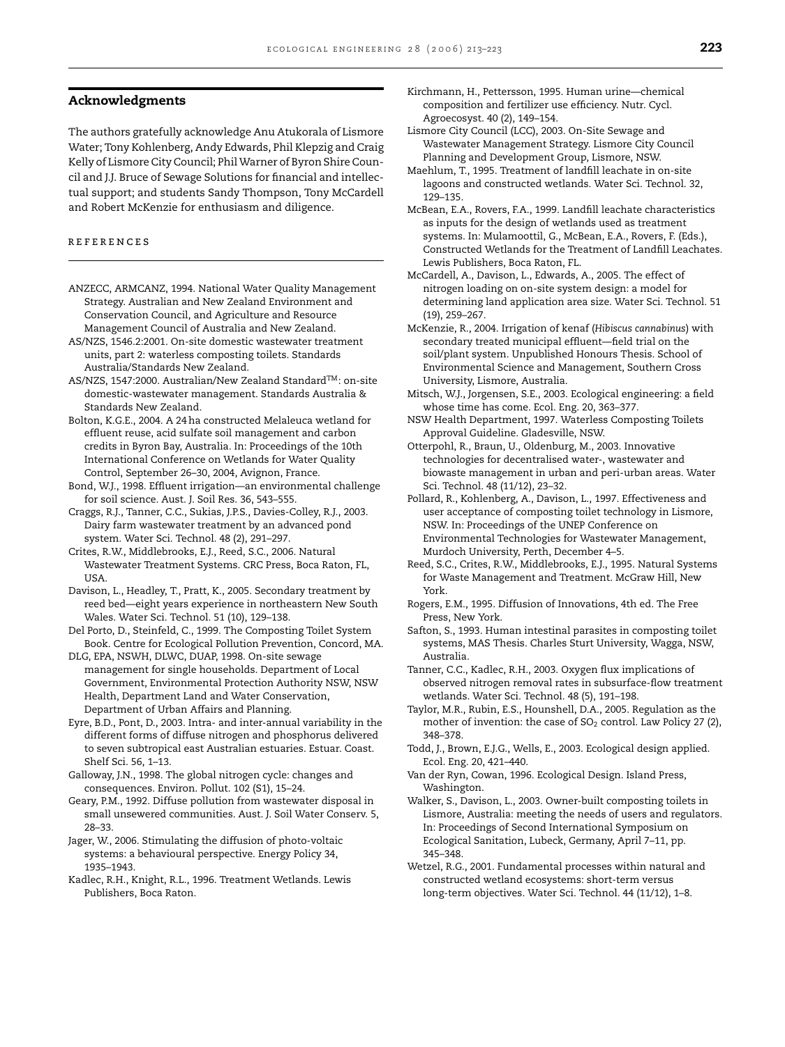## Acknowledgments

The authors gratefully acknowledge Anu Atukorala of Lismore Water; Tony Kohlenberg, Andy Edwards, Phil Klepzig and Craig Kelly of Lismore City Council; Phil Warner of Byron Shire Council and J.J. Bruce of Sewage Solutions for financial and intellectual support; and students Sandy Thompson, Tony McCardell and Robert McKenzie for enthusiasm and diligence.

## REFERENCES

ANZECC, ARMCANZ, 1994. National Water Quality Management Strategy. Australian and New Zealand Environment and Conservation Council, and Agriculture and Resource Management Council of Australia and New Zealand.

AS/NZS, 1546.2:2001. On-site domestic wastewater treatment units, part 2: waterless composting toilets. Standards Australia/Standards New Zealand.

AS/NZS, 1547:2000. Australian/New Zealand Standard™: on-site domestic-wastewater management. Standards Australia & Standards New Zealand.

Bolton, K.G.E., 2004. A 24 ha constructed Melaleuca wetland for effluent reuse, acid sulfate soil management and carbon credits in Byron Bay, Australia. In: Proceedings of the 10th International Conference on Wetlands for Water Quality Control, September 26–30, 2004, Avignon, France.

Bond, W.J., 1998. Effluent irrigation—an environmental challenge for soil science. Aust. J. Soil Res. 36, 543–555.

Craggs, R.J., Tanner, C.C., Sukias, J.P.S., Davies-Colley, R.J., 2003. Dairy farm wastewater treatment by an advanced pond system. Water Sci. Technol. 48 (2), 291–297.

Crites, R.W., Middlebrooks, E.J., Reed, S.C., 2006. Natural Wastewater Treatment Systems. CRC Press, Boca Raton, FL, USA.

Davison, L., Headley, T., Pratt, K., 2005. Secondary treatment by reed bed—eight years experience in northeastern New South Wales. Water Sci. Technol. 51 (10), 129–138.

Del Porto, D., Steinfeld, C., 1999. The Composting Toilet System Book. Centre for Ecological Pollution Prevention, Concord, MA.

DLG, EPA, NSWH, DLWC, DUAP, 1998. On-site sewage management for single households. Department of Local Government, Environmental Protection Authority NSW, NSW Health, Department Land and Water Conservation, Department of Urban Affairs and Planning.

Eyre, B.D., Pont, D., 2003. Intra- and inter-annual variability in the different forms of diffuse nitrogen and phosphorus delivered to seven subtropical east Australian estuaries. Estuar. Coast. Shelf Sci. 56, 1–13.

Galloway, J.N., 1998. The global nitrogen cycle: changes and consequences. Environ. Pollut. 102 (S1), 15–24.

Geary, P.M., 1992. Diffuse pollution from wastewater disposal in small unsewered communities. Aust. J. Soil Water Conserv. 5, 28–33.

Jager, W., 2006. Stimulating the diffusion of photo-voltaic systems: a behavioural perspective. Energy Policy 34, 1935–1943.

Kadlec, R.H., Knight, R.L., 1996. Treatment Wetlands. Lewis Publishers, Boca Raton.

Kirchmann, H., Pettersson, 1995. Human urine—chemical composition and fertilizer use efficiency. Nutr. Cycl. Agroecosyst. 40 (2), 149–154.

Lismore City Council (LCC), 2003. On-Site Sewage and Wastewater Management Strategy. Lismore City Council Planning and Development Group, Lismore, NSW.

Maehlum, T., 1995. Treatment of landfill leachate in on-site lagoons and constructed wetlands. Water Sci. Technol. 32, 129–135.

McBean, E.A., Rovers, F.A., 1999. Landfill leachate characteristics as inputs for the design of wetlands used as treatment systems. In: Mulamoottil, G., McBean, E.A., Rovers, F. (Eds.), Constructed Wetlands for the Treatment of Landfill Leachates. Lewis Publishers, Boca Raton, FL.

McCardell, A., Davison, L., Edwards, A., 2005. The effect of nitrogen loading on on-site system design: a model for determining land application area size. Water Sci. Technol. 51 (19), 259–267.

McKenzie, R., 2004. Irrigation of kenaf (*Hibiscus cannabinus*) with secondary treated municipal effluent—field trial on the soil/plant system. Unpublished Honours Thesis. School of Environmental Science and Management, Southern Cross University, Lismore, Australia.

Mitsch, W.J., Jorgensen, S.E., 2003. Ecological engineering: a field whose time has come. Ecol. Eng. 20, 363–377.

NSW Health Department, 1997. Waterless Composting Toilets Approval Guideline. Gladesville, NSW.

Otterpohl, R., Braun, U., Oldenburg, M., 2003. Innovative technologies for decentralised water-, wastewater and biowaste management in urban and peri-urban areas. Water Sci. Technol. 48 (11/12), 23–32.

Pollard, R., Kohlenberg, A., Davison, L., 1997. Effectiveness and user acceptance of composting toilet technology in Lismore, NSW. In: Proceedings of the UNEP Conference on Environmental Technologies for Wastewater Management, Murdoch University, Perth, December 4–5.

Reed, S.C., Crites, R.W., Middlebrooks, E.J., 1995. Natural Systems for Waste Management and Treatment. McGraw Hill, New York.

Rogers, E.M., 1995. Diffusion of Innovations, 4th ed. The Free Press, New York.

Safton, S., 1993. Human intestinal parasites in composting toilet systems, MAS Thesis. Charles Sturt University, Wagga, NSW, Australia.

Tanner, C.C., Kadlec, R.H., 2003. Oxygen flux implications of observed nitrogen removal rates in subsurface-flow treatment wetlands. Water Sci. Technol. 48 (5), 191–198.

Taylor, M.R., Rubin, E.S., Hounshell, D.A., 2005. Regulation as the mother of invention: the case of $SO_2$ control. Law Policy 27 (2), 348–378.

Todd, J., Brown, E.J.G., Wells, E., 2003. Ecological design applied. Ecol. Eng. 20, 421–440.

Van der Ryn, Cowan, 1996. Ecological Design. Island Press, Washington.

Walker, S., Davison, L., 2003. Owner-built composting toilets in Lismore, Australia: meeting the needs of users and regulators. In: Proceedings of Second International Symposium on Ecological Sanitation, Lubeck, Germany, April 7–11, pp. 345–348.

Wetzel, R.G., 2001. Fundamental processes within natural and constructed wetland ecosystems: short-term versus long-term objectives. Water Sci. Technol. 44 (11/12), 1–8.